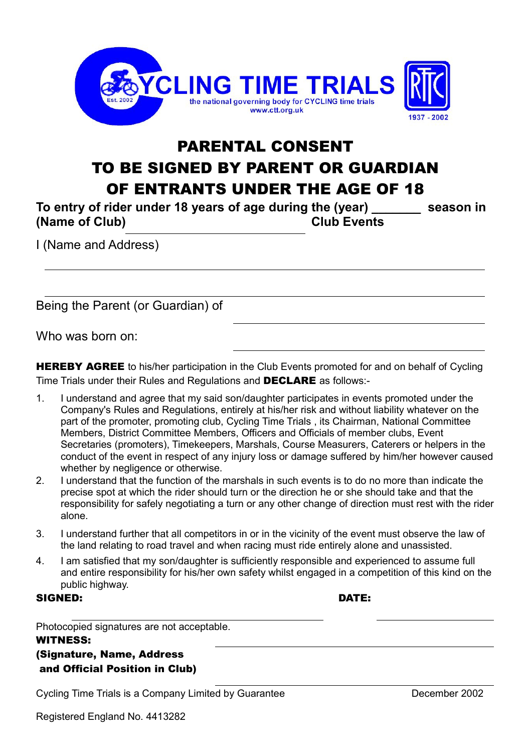CYCLING TIME TRIALS

the national governing body for CYCLING time trials
www.ctt.org.uk

Est. 2002

RTTC 1937 - 2002

# PARENTAL CONSENT
# TO BE SIGNED BY PARENT OR GUARDIAN
# OF ENTRANTS UNDER THE AGE OF 18

**To entry of rider under 18 years of age during the (year) _______ season in (Name of Club) ______________________________ Club Events**

I (Name and Address)

______________________________________________________________________

______________________________________________________________________

Being the Parent (or Guardian) of ______________________________

Who was born on: ______________________________

**HEREBY AGREE** to his/her participation in the Club Events promoted for and on behalf of Cycling Time Trials under their Rules and Regulations and **DECLARE** as follows:-

1. I understand and agree that my said son/daughter participates in events promoted under the Company's Rules and Regulations, entirely at his/her risk and without liability whatever on the part of the promoter, promoting club, Cycling Time Trials , its Chairman, National Committee Members, District Committee Members, Officers and Officials of member clubs, Event Secretaries (promoters), Timekeepers, Marshals, Course Measurers, Caterers or helpers in the conduct of the event in respect of any injury loss or damage suffered by him/her however caused whether by negligence or otherwise.
2. I understand that the function of the marshals in such events is to do no more than indicate the precise spot at which the rider should turn or the direction he or she should take and that the responsibility for safely negotiating a turn or any other change of direction must rest with the rider alone.
3. I understand further that all competitors in or in the vicinity of the event must observe the law of the land relating to road travel and when racing must ride entirely alone and unassisted.
4. I am satisfied that my son/daughter is sufficiently responsible and experienced to assume full and entire responsibility for his/her own safety whilst engaged in a competition of this kind on the public highway.

**SIGNED:** ______________________________ **DATE:** ____________________

Photocopied signatures are not acceptable.

**WITNESS:**
**(Signature, Name, Address and Official Position in Club)** ______________________________

______________________________

Cycling Time Trials is a Company Limited by Guarantee

December 2002

Registered England No. 4413282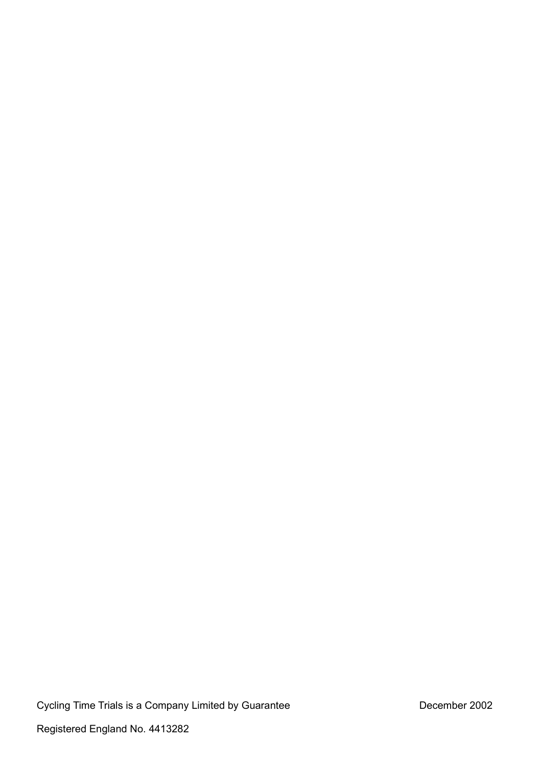Cycling Time Trials is a Company Limited by Guarantee

December 2002

Registered England No. 4413282